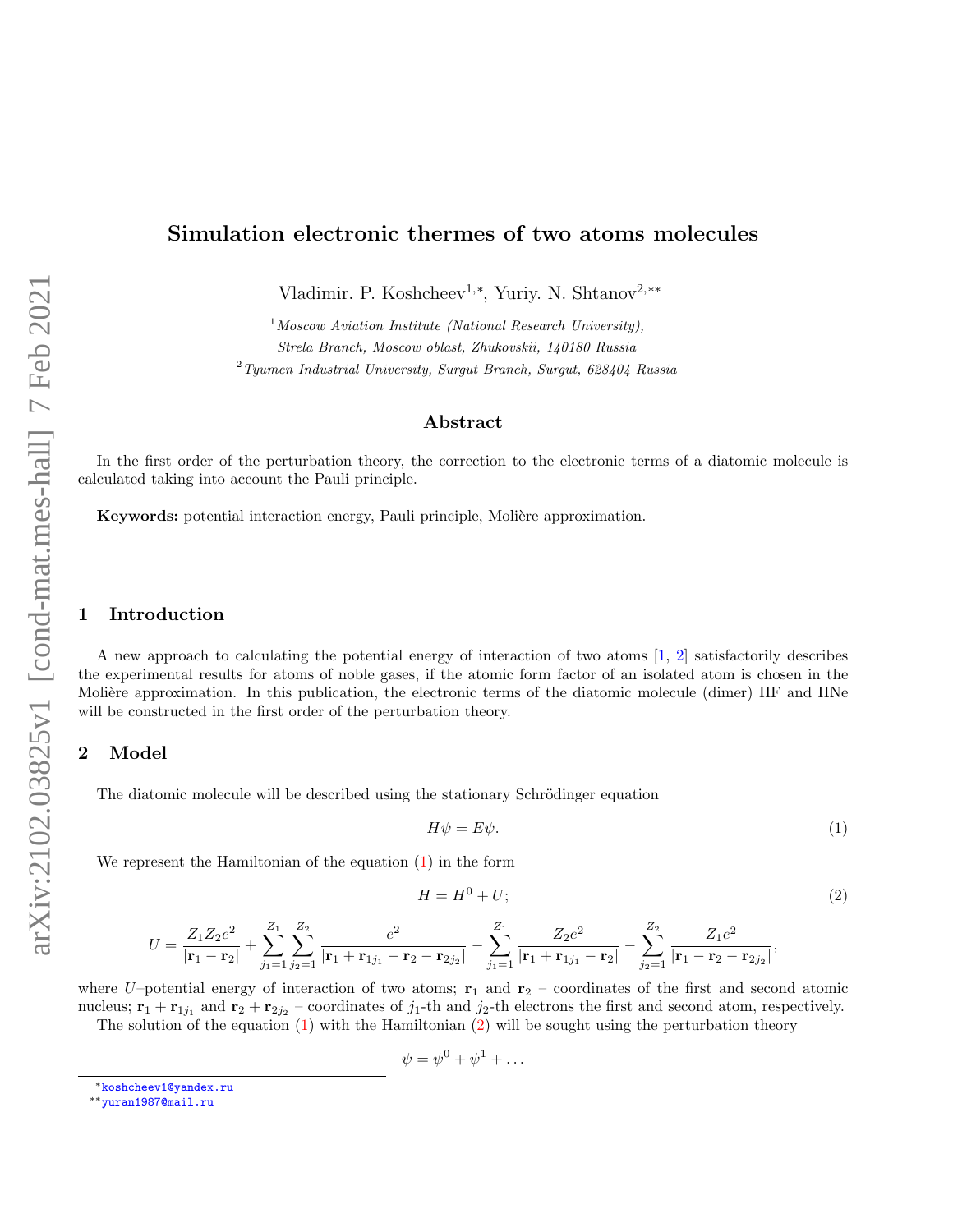# Simulation electronic thermes of two atoms molecules

Vladimir. P. Koshcheev[1,*], Yuriy. N. Shtanov[2,**]

[1] *Moscow Aviation Institute (National Research University), Strela Branch, Moscow oblast, Zhukovskii, 140180 Russia*

[2] *Tyumen Industrial University, Surgut Branch, Surgut, 628404 Russia*

## Abstract

In the first order of the perturbation theory, the correction to the electronic terms of a diatomic molecule is calculated taking into account the Pauli principle.

**Keywords:** potential interaction energy, Pauli principle, Molière approximation.

## 1 Introduction

A new approach to calculating the potential energy of interaction of two atoms [1, 2] satisfactorily describes the experimental results for atoms of noble gases, if the atomic form factor of an isolated atom is chosen in the Molière approximation. In this publication, the electronic terms of the diatomic molecule (dimer) HF and HNe will be constructed in the first order of the perturbation theory.

## 2 Model

The diatomic molecule will be described using the stationary Schrödinger equation

$$H\psi = E\psi. \tag{1}$$

We represent the Hamiltonian of the equation (1) in the form

$$H = H^0 + U; \tag{2}$$

$$U = \frac{Z_1 Z_2 e^2}{|\mathbf{r}_1 - \mathbf{r}_2|} + \sum_{j_1=1}^{Z_1} \sum_{j_2=1}^{Z_2} \frac{e^2}{|\mathbf{r}_1 + \mathbf{r}_{1j_1} - \mathbf{r}_2 - \mathbf{r}_{2j_2}|} - \sum_{j_1=1}^{Z_1} \frac{Z_2 e^2}{|\mathbf{r}_1 + \mathbf{r}_{1j_1} - \mathbf{r}_2|} - \sum_{j_2=1}^{Z_2} \frac{Z_1 e^2}{|\mathbf{r}_1 - \mathbf{r}_2 - \mathbf{r}_{2j_2}|},$$

where $U$–potential energy of interaction of two atoms; $\mathbf{r}_1$ and $\mathbf{r}_2$ – coordinates of the first and second atomic nucleus; $\mathbf{r}_1 + \mathbf{r}_{1j_1}$ and $\mathbf{r}_2 + \mathbf{r}_{2j_2}$ – coordinates of $j_1$-th and $j_2$-th electrons the first and second atom, respectively.

The solution of the equation (1) with the Hamiltonian (2) will be sought using the perturbation theory

$$\psi = \psi^0 + \psi^1 + \ldots$$

*koshcheev1@yandex.ru

**yuran1987@mail.ru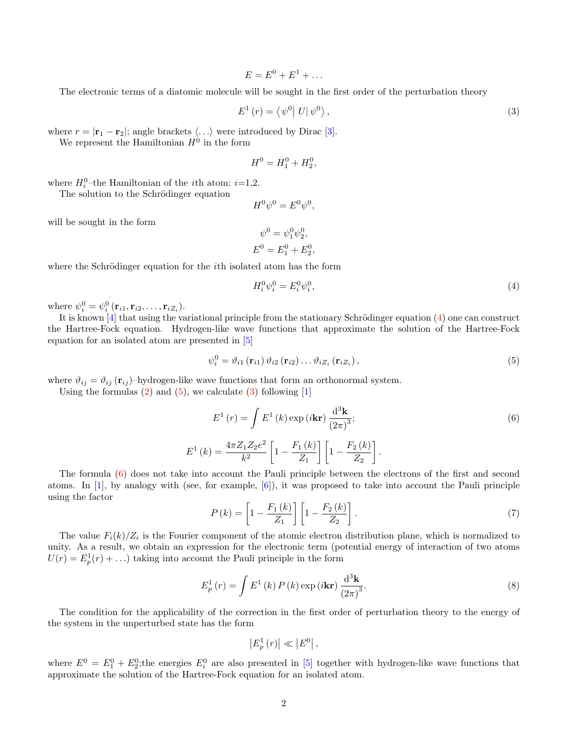$$E = E^0 + E^1 + \ldots$$

The electronic terms of a diatomic molecule will be sought in the first order of the perturbation theory

$$E^1(r) = \left\langle \psi^0 \right| U \left| \psi^0 \right\rangle, \tag{3}$$

where $r = |\mathbf{r}_1 - \mathbf{r}_2|$; angle brackets $\langle \ldots \rangle$ were introduced by Dirac [3].

We represent the Hamiltonian $H^0$ in the form

$$H^0 = H_1^0 + H_2^0,$$

where $H_i^0$–the Hamiltonian of the $i$th atom; $i$=1,2.

The solution to the Schrödinger equation

$$H^0 \psi^0 = E^0 \psi^0,$$

will be sought in the form

$$\psi^0 = \psi_1^0 \psi_2^0,$$

$$E^0 = E_1^0 + E_2^0,$$

where the Schrödinger equation for the $i$th isolated atom has the form

$$H_i^0 \psi_i^0 = E_i^0 \psi_i^0, \tag{4}$$

where $\psi_i^0 = \psi_i^0(\mathbf{r}_{i1}, \mathbf{r}_{i2}, \ldots, \mathbf{r}_{iZ_i})$.

It is known [4] that using the variational principle from the stationary Schrödinger equation (4) one can construct the Hartree-Fock equation. Hydrogen-like wave functions that approximate the solution of the Hartree-Fock equation for an isolated atom are presented in [5]

$$\psi_i^0 = \vartheta_{i1}(\mathbf{r}_{i1}) \vartheta_{i2}(\mathbf{r}_{i2}) \ldots \vartheta_{iZ_i}(\mathbf{r}_{iZ_i}), \tag{5}$$

where $\vartheta_{ij} = \vartheta_{ij}(\mathbf{r}_{ij})$–hydrogen-like wave functions that form an orthonormal system.

Using the formulas (2) and (5), we calculate (3) following [1]

$$E^1(r) = \int E^1(k) \exp(i\mathbf{k}\mathbf{r}) \frac{\mathrm{d}^3\mathbf{k}}{(2\pi)^3}; \tag{6}$$

$$E^1(k) = \frac{4\pi Z_1 Z_2 e^2}{k^2} \left[1 - \frac{F_1(k)}{Z_1}\right] \left[1 - \frac{F_2(k)}{Z_2}\right].$$

The formula (6) does not take into account the Pauli principle between the electrons of the first and second atoms. In [1], by analogy with (see, for example, [6]), it was proposed to take into account the Pauli principle using the factor

$$P(k) = \left[1 - \frac{F_1(k)}{Z_1}\right] \left[1 - \frac{F_2(k)}{Z_2}\right]. \tag{7}$$

The value $F_i(k)/Z_i$ is the Fourier component of the atomic electron distribution plane, which is normalized to unity. As a result, we obtain an expression for the electronic term (potential energy of interaction of two atoms $U(r) = E_p^1(r) + \ldots$) taking into account the Pauli principle in the form

$$E_p^1(r) = \int E^1(k) P(k) \exp(i\mathbf{k}\mathbf{r}) \frac{\mathrm{d}^3\mathbf{k}}{(2\pi)^3}. \tag{8}$$

The condition for the applicability of the correction in the first order of perturbation theory to the energy of the system in the unperturbed state has the form

$$\left|E_p^1(r)\right| \ll \left|E^0\right|,$$

where $E^0 = E_1^0 + E_2^0$;the energies $E_i^0$ are also presented in [5] together with hydrogen-like wave functions that approximate the solution of the Hartree-Fock equation for an isolated atom.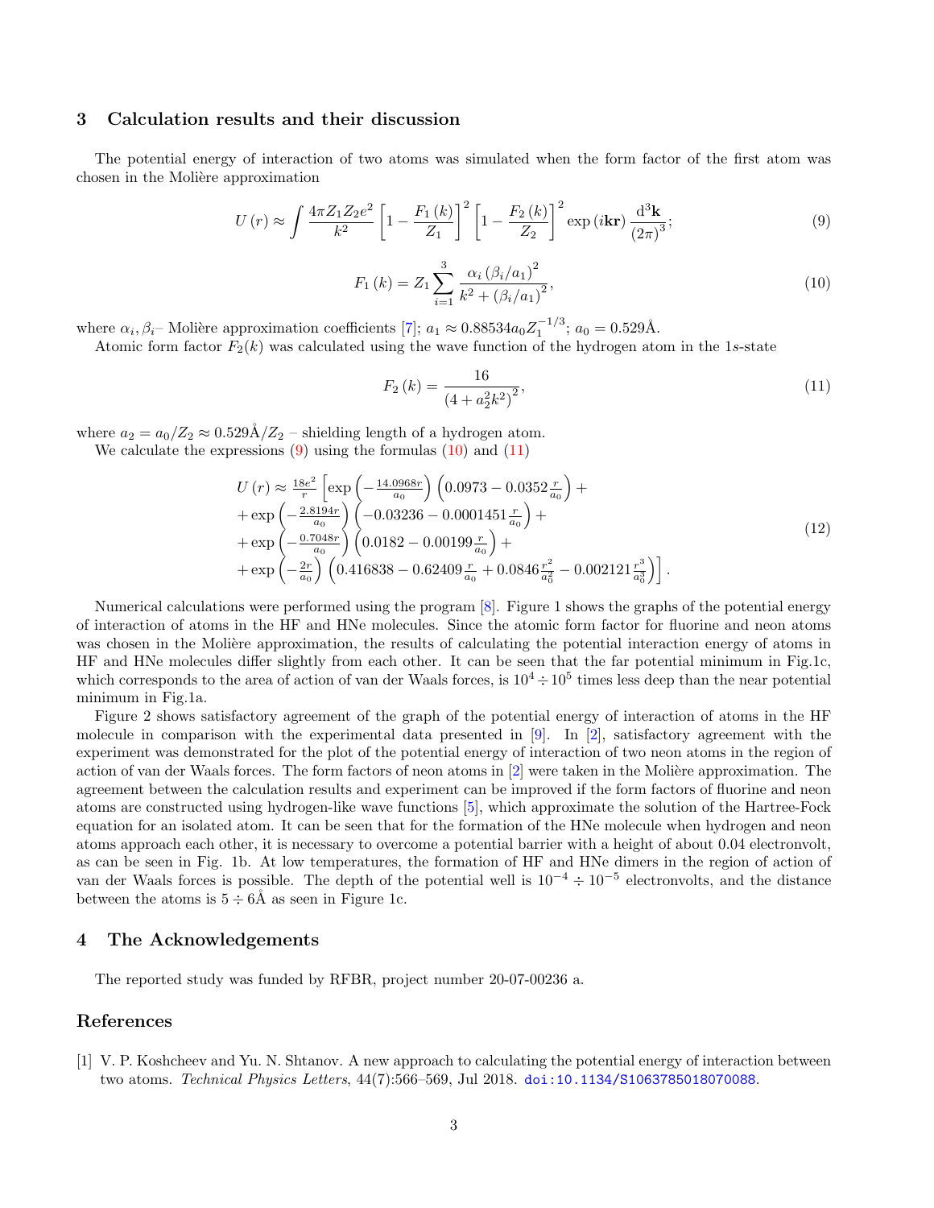## 3 Calculation results and their discussion

The potential energy of interaction of two atoms was simulated when the form factor of the first atom was chosen in the Molière approximation

$$U(r) \approx \int \frac{4\pi Z_1 Z_2 e^2}{k^2} \left[1 - \frac{F_1(k)}{Z_1}\right]^2 \left[1 - \frac{F_2(k)}{Z_2}\right]^2 \exp(i\mathbf{kr}) \frac{\mathrm{d}^3\mathbf{k}}{(2\pi)^3}; \tag{9}$$

$$F_1(k) = Z_1 \sum_{i=1}^{3} \frac{\alpha_i (\beta_i/a_1)^2}{k^2 + (\beta_i/a_1)^2}, \tag{10}$$

where $\alpha_i, \beta_i$– Molière approximation coefficients [7]; $a_1 \approx 0.88534 a_0 Z_1^{-1/3}$; $a_0 = 0.529$Å.

Atomic form factor $F_2(k)$ was calculated using the wave function of the hydrogen atom in the 1$s$-state

$$F_2(k) = \frac{16}{(4 + a_2^2 k^2)^2}, \tag{11}$$

where $a_2 = a_0/Z_2 \approx 0.529$Å$/Z_2$ – shielding length of a hydrogen atom.

We calculate the expressions (9) using the formulas (10) and (11)

$$\begin{aligned} U(r) \approx \tfrac{18e^2}{r} \Big[ &\exp\left(-\tfrac{14.0968r}{a_0}\right)\left(0.0973 - 0.0352\tfrac{r}{a_0}\right) + \\ &+ \exp\left(-\tfrac{2.8194r}{a_0}\right)\left(-0.03236 - 0.0001451\tfrac{r}{a_0}\right) + \\ &+ \exp\left(-\tfrac{0.7048r}{a_0}\right)\left(0.0182 - 0.00199\tfrac{r}{a_0}\right) + \\ &+ \exp\left(-\tfrac{2r}{a_0}\right)\left(0.416838 - 0.62409\tfrac{r}{a_0} + 0.0846\tfrac{r^2}{a_0^2} - 0.002121\tfrac{r^3}{a_0^3}\right)\Big]. \end{aligned} \tag{12}$$

Numerical calculations were performed using the program [8]. Figure 1 shows the graphs of the potential energy of interaction of atoms in the HF and HNe molecules. Since the atomic form factor for fluorine and neon atoms was chosen in the Molière approximation, the results of calculating the potential interaction energy of atoms in HF and HNe molecules differ slightly from each other. It can be seen that the far potential minimum in Fig.1c, which corresponds to the area of action of van der Waals forces, is $10^4 \div 10^5$ times less deep than the near potential minimum in Fig.1a.

Figure 2 shows satisfactory agreement of the graph of the potential energy of interaction of atoms in the HF molecule in comparison with the experimental data presented in [9]. In [2], satisfactory agreement with the experiment was demonstrated for the plot of the potential energy of interaction of two neon atoms in the region of action of van der Waals forces. The form factors of neon atoms in [2] were taken in the Molière approximation. The agreement between the calculation results and experiment can be improved if the form factors of fluorine and neon atoms are constructed using hydrogen-like wave functions [5], which approximate the solution of the Hartree-Fock equation for an isolated atom. It can be seen that for the formation of the HNe molecule when hydrogen and neon atoms approach each other, it is necessary to overcome a potential barrier with a height of about 0.04 electronvolt, as can be seen in Fig. 1b. At low temperatures, the formation of HF and HNe dimers in the region of action of van der Waals forces is possible. The depth of the potential well is $10^{-4} \div 10^{-5}$ electronvolts, and the distance between the atoms is $5 \div 6$Å as seen in Figure 1c.

## 4 The Acknowledgements

The reported study was funded by RFBR, project number 20-07-00236 a.

## References

[1] V. P. Koshcheev and Yu. N. Shtanov. A new approach to calculating the potential energy of interaction between two atoms. *Technical Physics Letters*, 44(7):566–569, Jul 2018. doi:10.1134/S1063785018070088.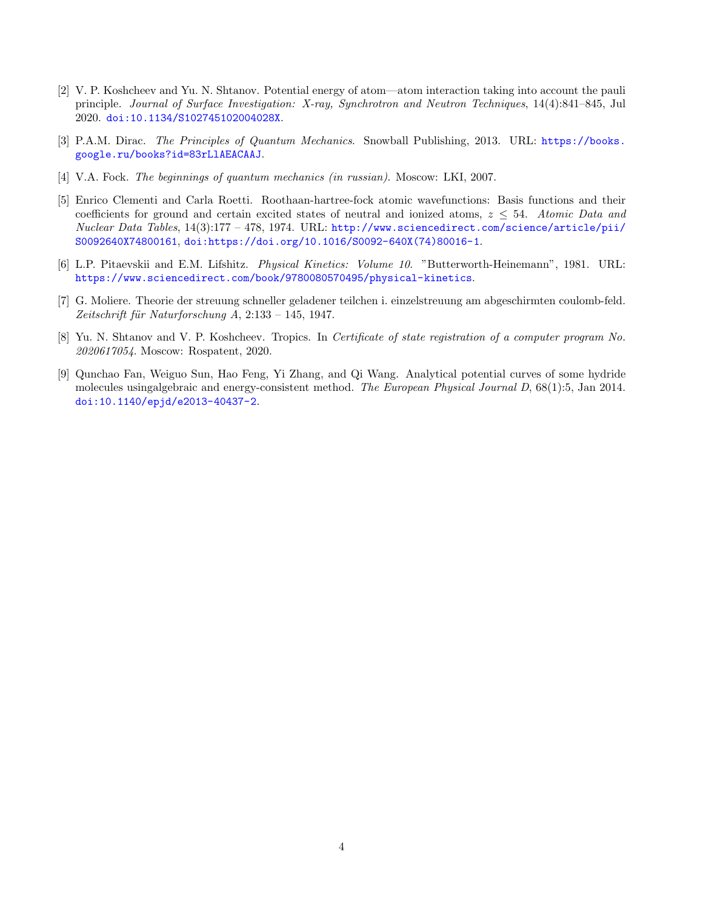[2] V. P. Koshcheev and Yu. N. Shtanov. Potential energy of atom—atom interaction taking into account the pauli principle. *Journal of Surface Investigation: X-ray, Synchrotron and Neutron Techniques*, 14(4):841–845, Jul 2020. doi:10.1134/S102745102004028X.

[3] P.A.M. Dirac. *The Principles of Quantum Mechanics*. Snowball Publishing, 2013. URL: https://books.google.ru/books?id=83rLlAEACAAJ.

[4] V.A. Fock. *The beginnings of quantum mechanics (in russian)*. Moscow: LKI, 2007.

[5] Enrico Clementi and Carla Roetti. Roothaan-hartree-fock atomic wavefunctions: Basis functions and their coefficients for ground and certain excited states of neutral and ionized atoms, $z \leq 54$. *Atomic Data and Nuclear Data Tables*, 14(3):177 – 478, 1974. URL: http://www.sciencedirect.com/science/article/pii/S0092640X74800161, doi:https://doi.org/10.1016/S0092-640X(74)80016-1.

[6] L.P. Pitaevskii and E.M. Lifshitz. *Physical Kinetics: Volume 10*. "Butterworth-Heinemann", 1981. URL: https://www.sciencedirect.com/book/9780080570495/physical-kinetics.

[7] G. Moliere. Theorie der streuung schneller geladener teilchen i. einzelstreuung am abgeschirmten coulomb-feld. *Zeitschrift für Naturforschung A*, 2:133 – 145, 1947.

[8] Yu. N. Shtanov and V. P. Koshcheev. Tropics. In *Certificate of state registration of a computer program No. 2020617054*. Moscow: Rospatent, 2020.

[9] Qunchao Fan, Weiguo Sun, Hao Feng, Yi Zhang, and Qi Wang. Analytical potential curves of some hydride molecules usingalgebraic and energy-consistent method. *The European Physical Journal D*, 68(1):5, Jan 2014. doi:10.1140/epjd/e2013-40437-2.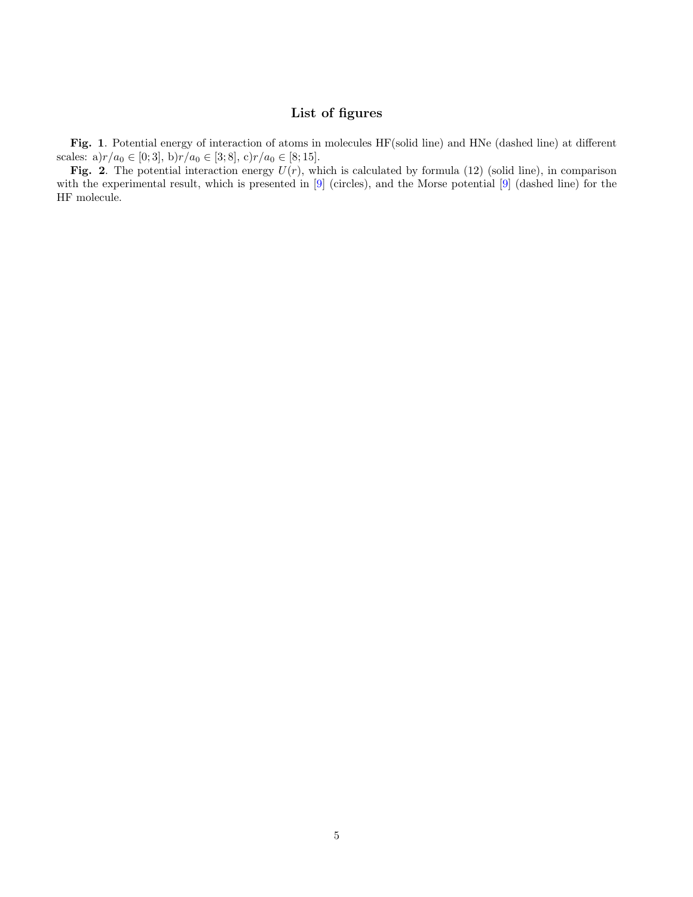## List of figures

**Fig. 1**. Potential energy of interaction of atoms in molecules HF(solid line) and HNe (dashed line) at different scales: a)$r/a_0 \in [0;3]$, b)$r/a_0 \in [3;8]$, c)$r/a_0 \in [8;15]$.

**Fig. 2**. The potential interaction energy $U(r)$, which is calculated by formula (12) (solid line), in comparison with the experimental result, which is presented in [9] (circles), and the Morse potential [9] (dashed line) for the HF molecule.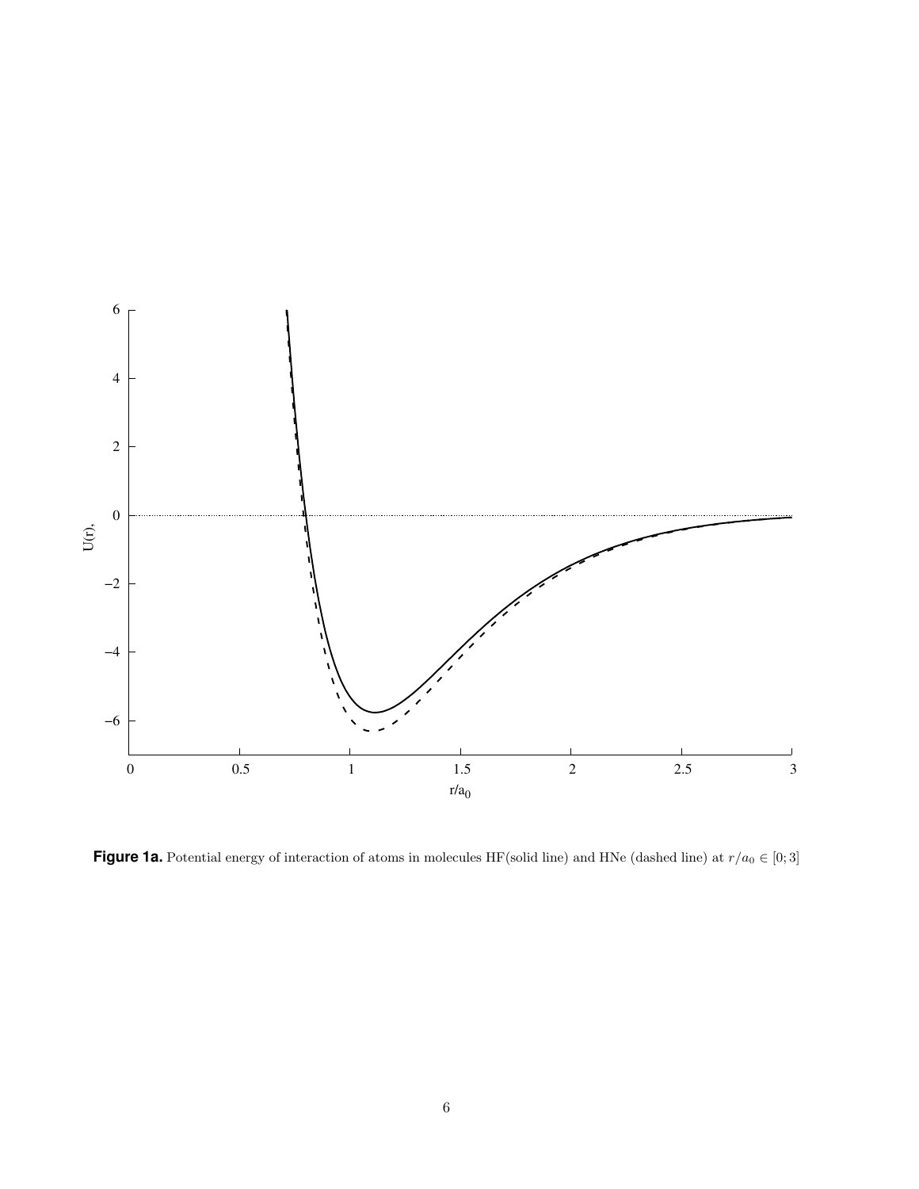**Figure 1a.** Potential energy of interaction of atoms in molecules HF(solid line) and HNe (dashed line) at $r/a_0 \in [0; 3]$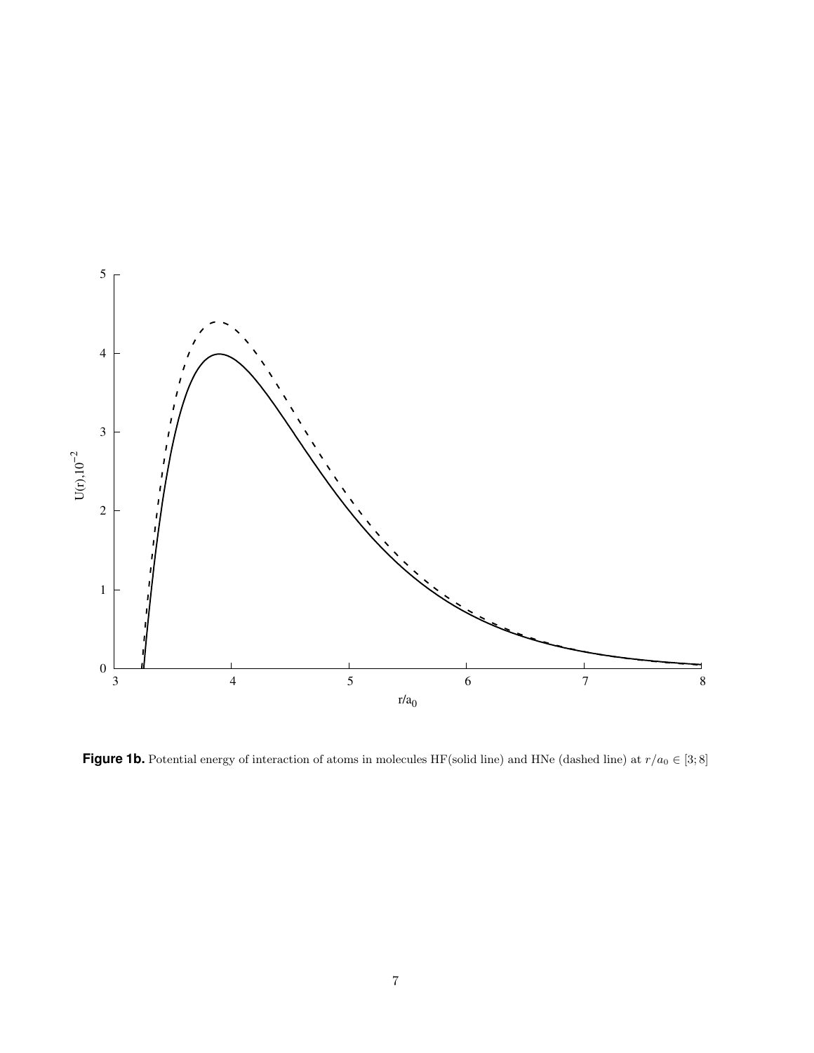**Figure 1b.** Potential energy of interaction of atoms in molecules HF(solid line) and HNe (dashed line) at $r/a_0 \in [3; 8]$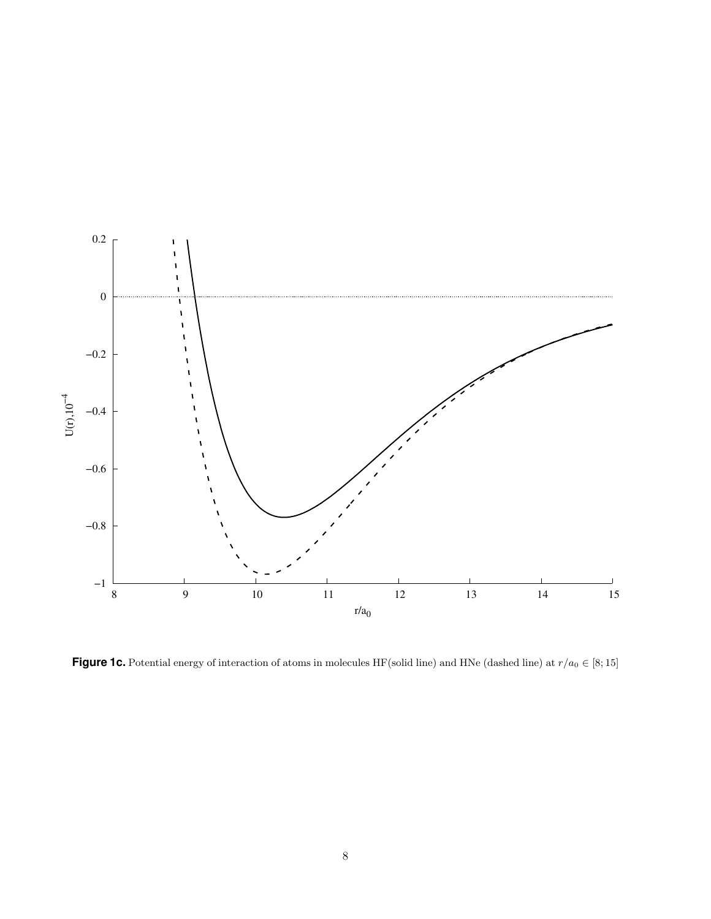**Figure 1c.** Potential energy of interaction of atoms in molecules HF(solid line) and HNe (dashed line) at $r/a_0 \in [8; 15]$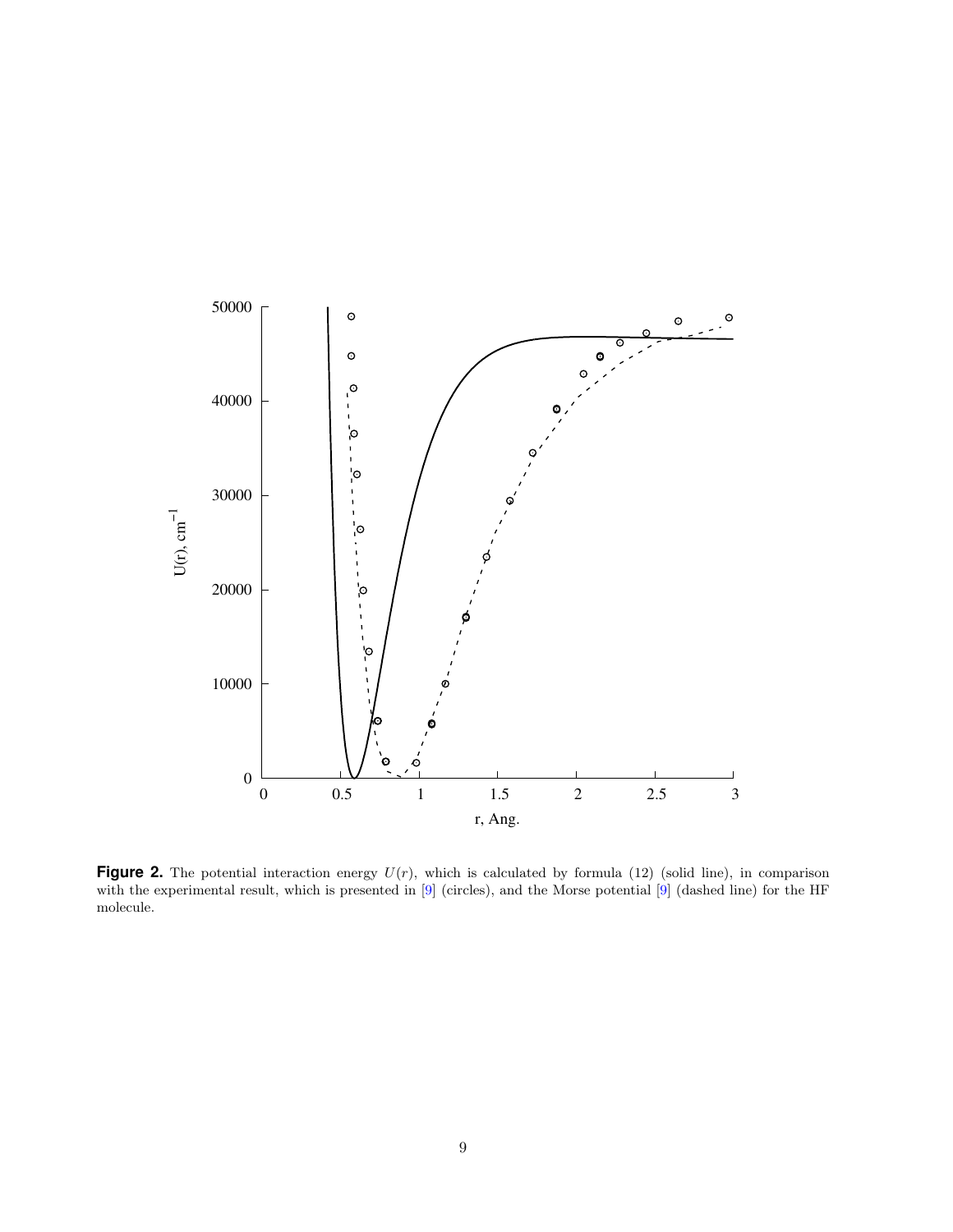50000
40000
30000
20000
10000
0

U(r), cm$^{-1}$

0
0.5
1
1.5
2
2.5
3

r, Ang.

**Figure 2.** The potential interaction energy $U(r)$, which is calculated by formula (12) (solid line), in comparison with the experimental result, which is presented in [9] (circles), and the Morse potential [9] (dashed line) for the HF molecule.